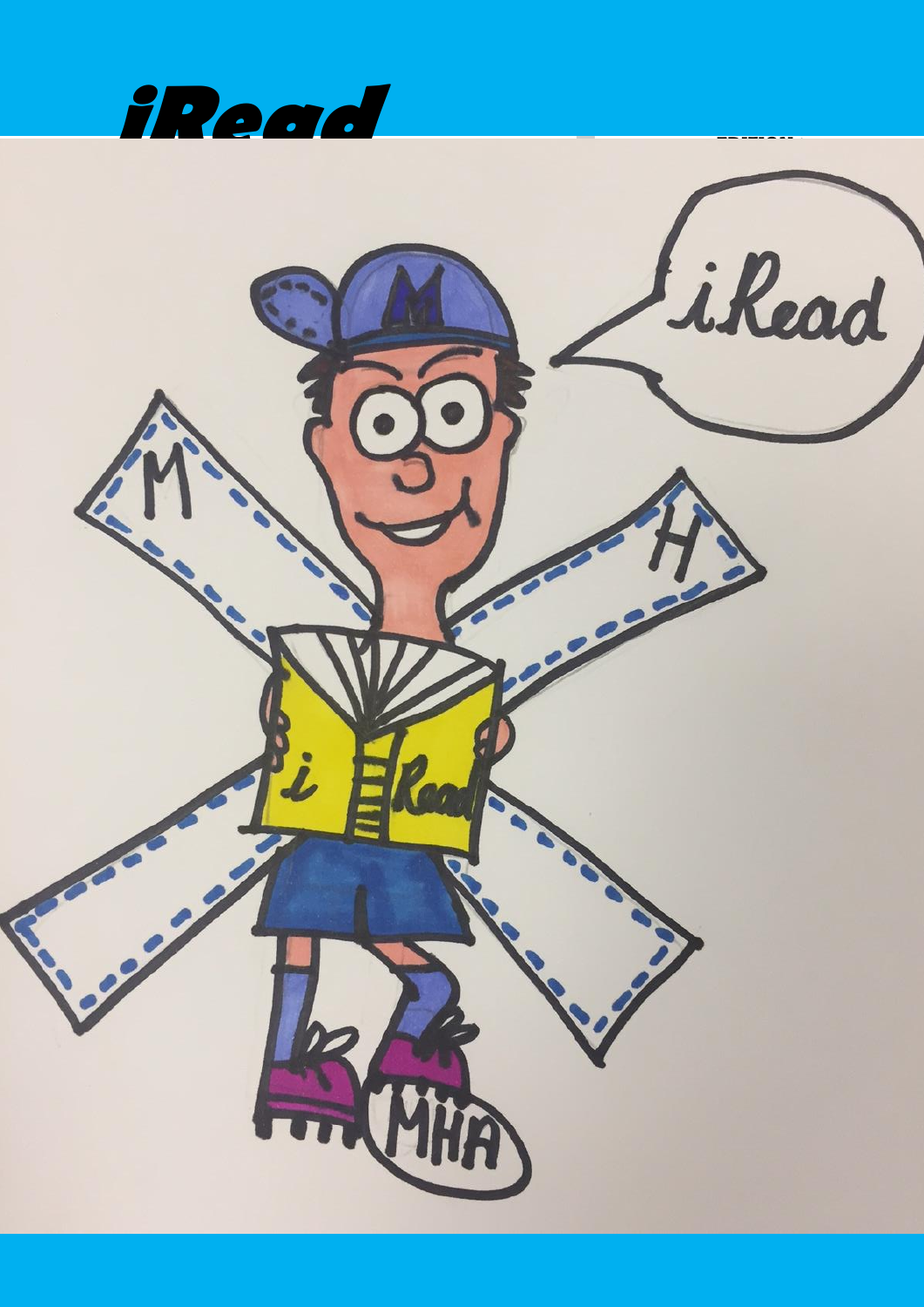# iRead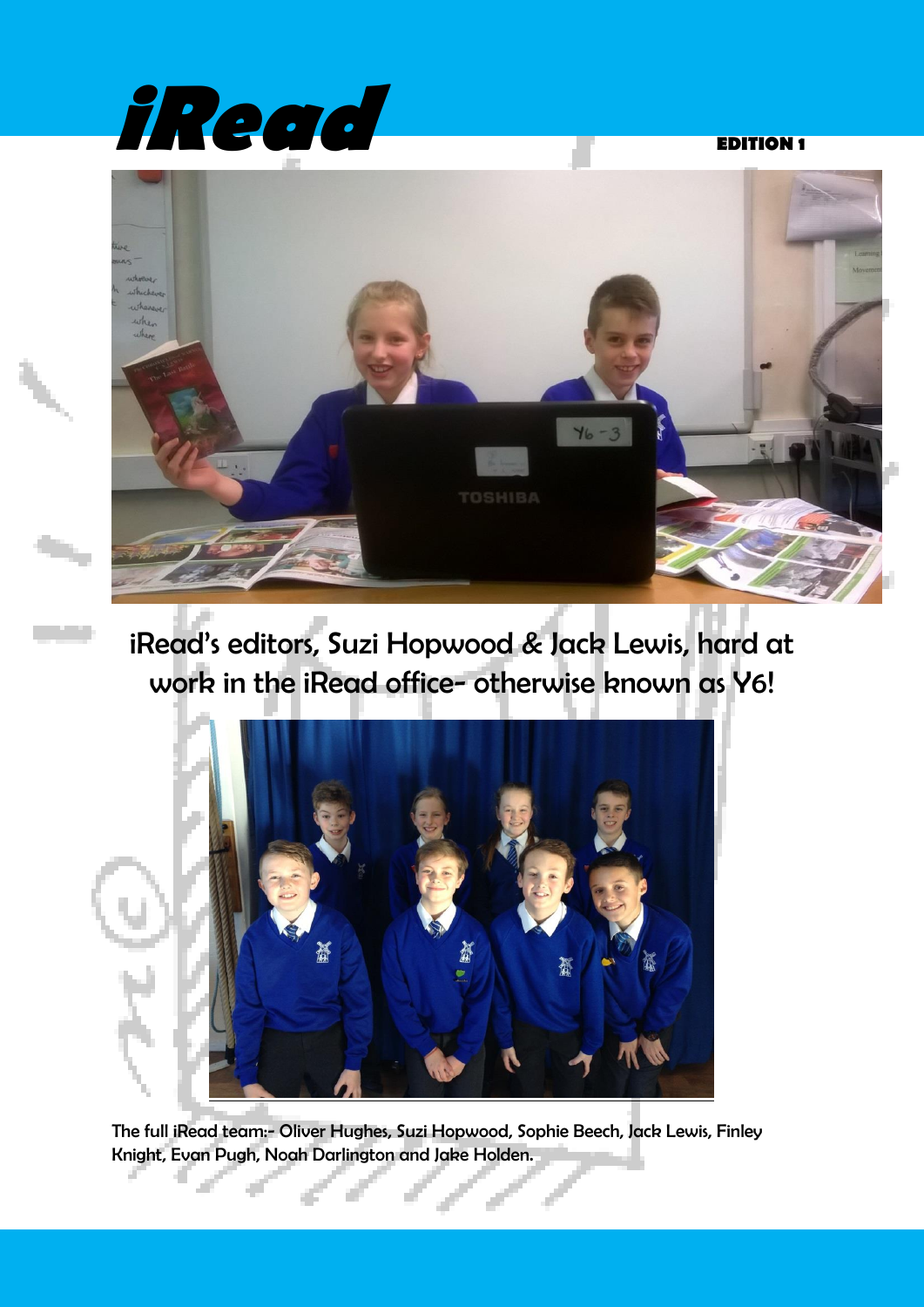# iRead

**EDITION 1**

iRead's editors, Suzi Hopwood & Jack Lewis, hard at work in the iRead office- otherwise known as Y6!

The full iRead team:- Oliver Hughes, Suzi Hopwood, Sophie Beech, Jack Lewis, Finley Knight, Evan Pugh, Noah Darlington and Jake Holden.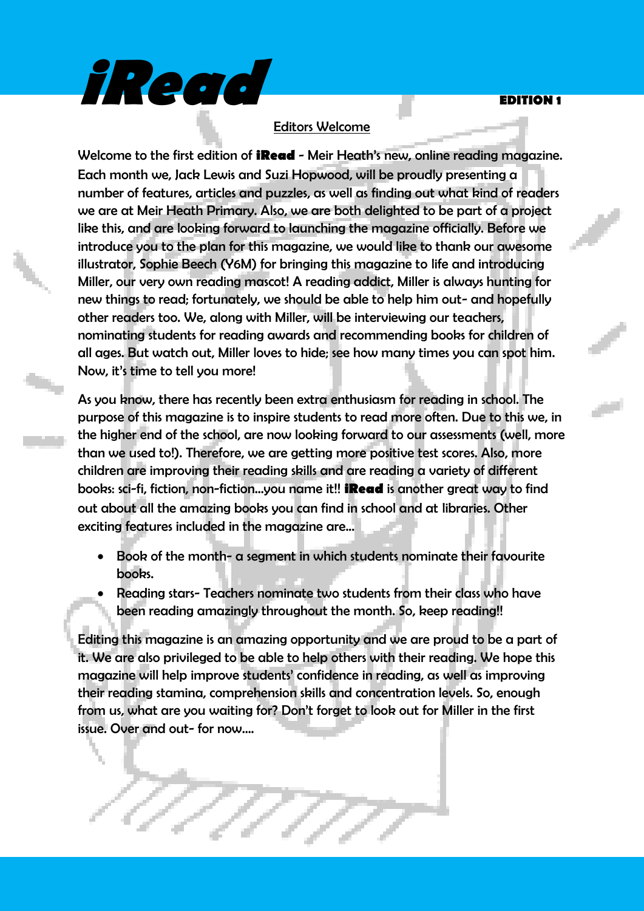# *iRead*

**EDITION 1**

## Editors Welcome

Welcome to the first edition of **iRead** - Meir Heath's new, online reading magazine. Each month we, Jack Lewis and Suzi Hopwood, will be proudly presenting a number of features, articles and puzzles, as well as finding out what kind of readers we are at Meir Heath Primary. Also, we are both delighted to be part of a project like this, and are looking forward to launching the magazine officially. Before we introduce you to the plan for this magazine, we would like to thank our awesome illustrator, Sophie Beech (Y6M) for bringing this magazine to life and introducing Miller, our very own reading mascot! A reading addict, Miller is always hunting for new things to read; fortunately, we should be able to help him out- and hopefully other readers too. We, along with Miller, will be interviewing our teachers, nominating students for reading awards and recommending books for children of all ages. But watch out, Miller loves to hide; see how many times you can spot him. Now, it's time to tell you more!

As you know, there has recently been extra enthusiasm for reading in school. The purpose of this magazine is to inspire students to read more often. Due to this we, in the higher end of the school, are now looking forward to our assessments (well, more than we used to!). Therefore, we are getting more positive test scores. Also, more children are improving their reading skills and are reading a variety of different books: sci-fi, fiction, non-fiction…you name it!! **iRead** is another great way to find out about all the amazing books you can find in school and at libraries. Other exciting features included in the magazine are…

- Book of the month- a segment in which students nominate their favourite books.
- Reading stars- Teachers nominate two students from their class who have been reading amazingly throughout the month. So, keep reading!!

Editing this magazine is an amazing opportunity and we are proud to be a part of it. We are also privileged to be able to help others with their reading. We hope this magazine will help improve students' confidence in reading, as well as improving their reading stamina, comprehension skills and concentration levels. So, enough from us, what are you waiting for? Don't forget to look out for Miller in the first issue. Over and out- for now….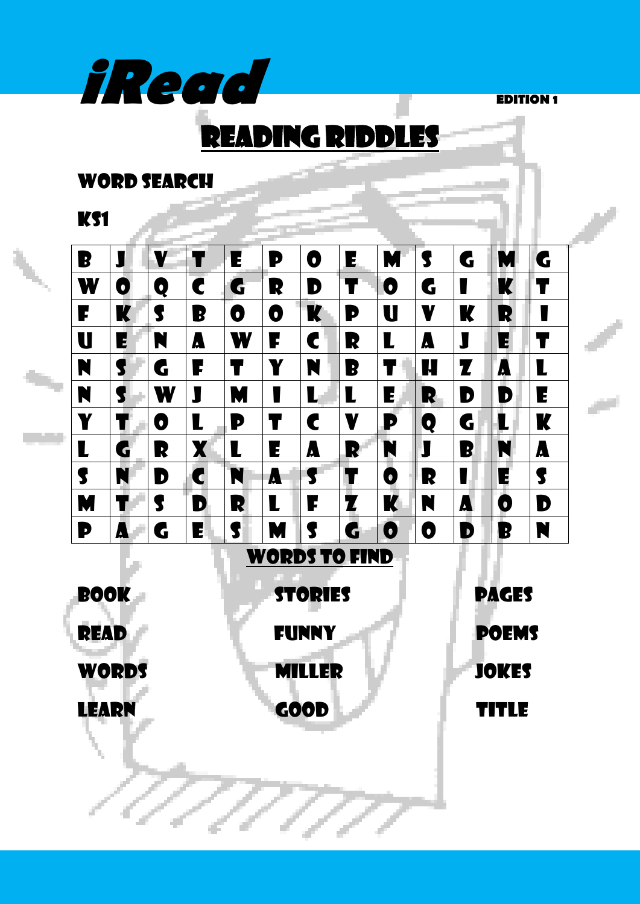iRead

EDITION 1

# READING RIDDLES

## WORD SEARCH

## KS1

| B | J | V | T | E | P | O | E | M | S | G | M | G |
|---|---|---|---|---|---|---|---|---|---|---|---|---|
| W | O | Q | C | G | R | D | T | O | G | I | K | T |
| F | K | S | B | O | O | K | P | U | V | K | R | I |
| U | E | N | A | W | F | C | R | L | A | J | E | T |
| N | S | G | F | T | Y | N | B | T | H | Z | A | L |
| N | S | W | J | M | I | L | L | E | R | D | D | E |
| Y | T | O | L | P | T | C | V | P | Q | G | L | K |
| L | G | R | X | L | E | A | R | N | J | B | N | A |
| S | N | D | C | N | A | S | T | O | R | I | E | S |
| M | T | S | D | R | L | F | Z | K | N | A | O | D |
| P | A | G | E | S | M | S | G | O | O | D | B | N |

## WORDS TO FIND

| | | |
|---|---|---|
| BOOK | STORIES | PAGES |
| READ | FUNNY | POEMS |
| WORDS | MILLER | JOKES |
| LEARN | GOOD | TITLE |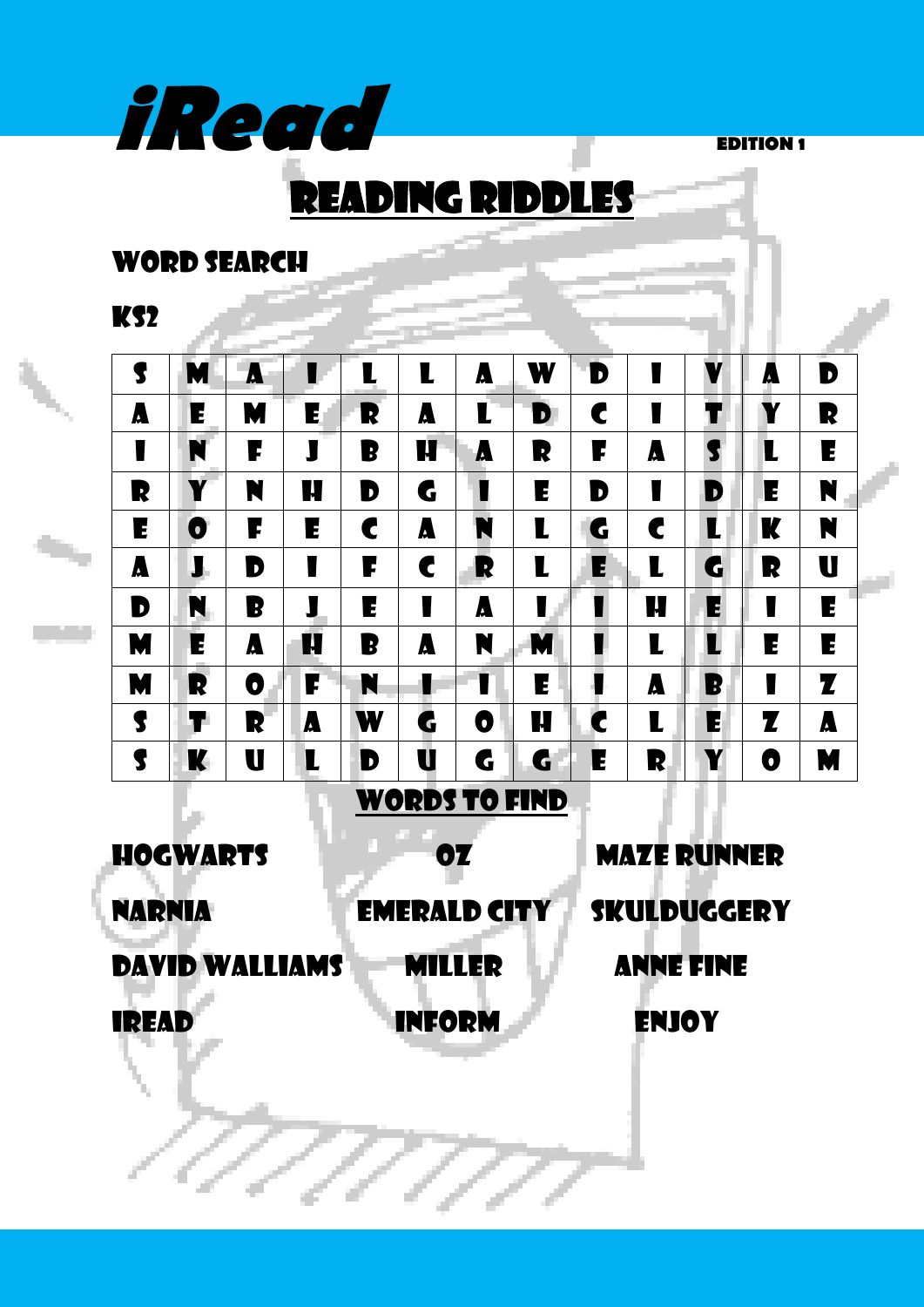# iRead

EDITION 1

## READING RIDDLES

### WORD SEARCH

### KS2

| | | | | | | | | | | | | |
|---|---|---|---|---|---|---|---|---|---|---|---|---|
| S | M | A | I | L | L | A | W | D | I | V | A | D |
| A | E | M | E | R | A | L | D | C | I | T | Y | R |
| I | N | F | J | B | H | A | R | F | A | S | L | E |
| R | Y | N | H | D | G | I | E | D | I | D | E | N |
| E | O | F | E | C | A | N | L | G | C | L | K | N |
| A | J | D | I | F | C | R | L | E | L | G | R | U |
| D | N | B | J | E | I | A | I | I | H | E | I | E |
| M | E | A | H | B | A | N | M | I | L | L | E | E |
| M | R | O | F | N | I | I | E | I | A | B | I | Z |
| S | T | R | A | W | G | O | H | C | L | E | Z | A |
| S | K | U | L | D | U | G | G | E | R | Y | O | M |

### WORDS TO FIND

| | | |
|---|---|---|
| HOGWARTS | OZ | MAZE RUNNER |
| NARNIA | EMERALD CITY | SKULDUGGERY |
| DAVID WALLIAMS | MILLER | ANNE FINE |
| IREAD | INFORM | ENJOY |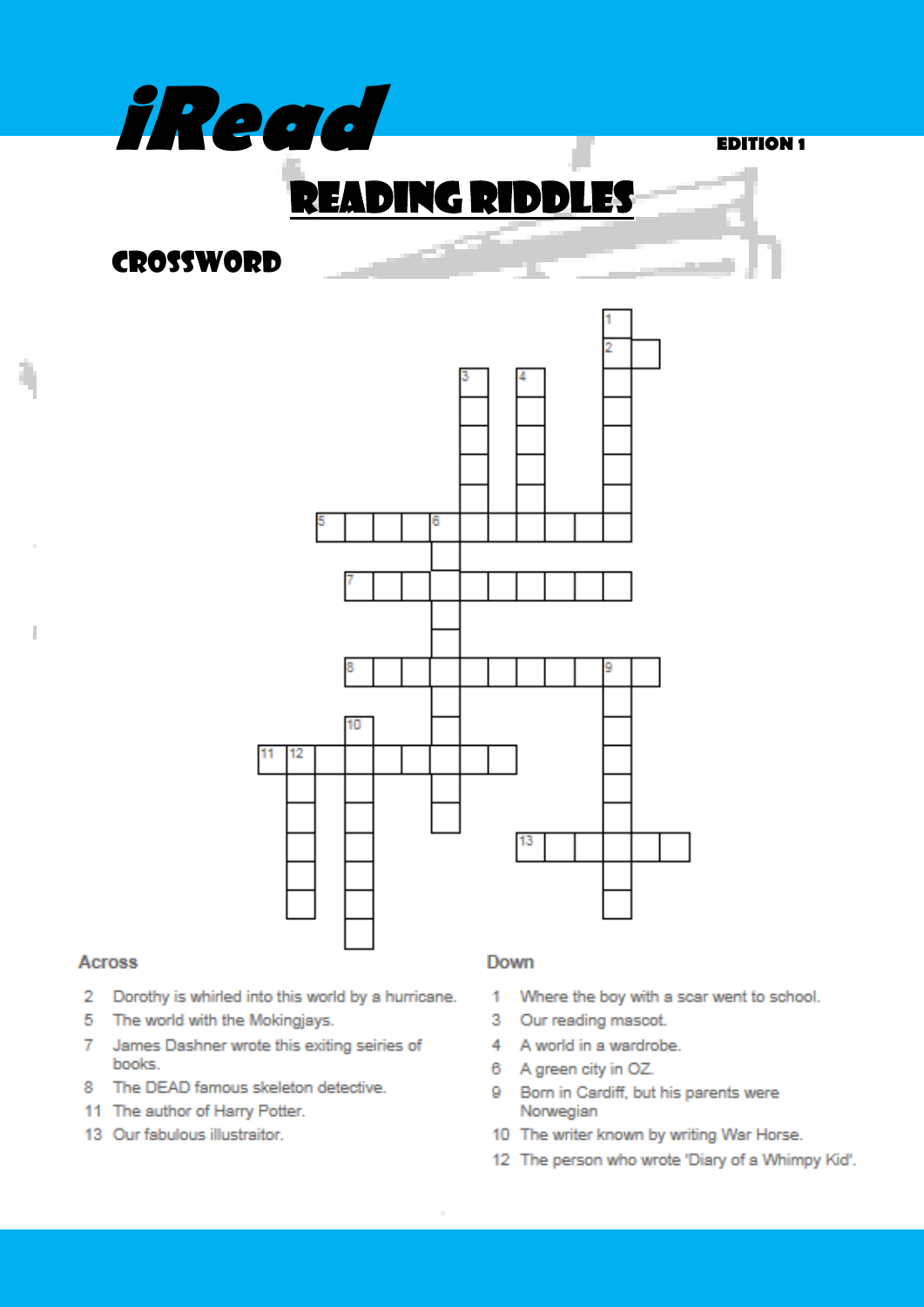# iRead

EDITION 1

## READING RIDDLES

### CROSSWORD

**Across**

2 Dorothy is whirled into this world by a hurricane.
5 The world with the Mokingjays.
7 James Dashner wrote this exiting seiries of books.
8 The DEAD famous skeleton detective.
11 The author of Harry Potter.
13 Our fabulous illustraitor.

**Down**

1 Where the boy with a scar went to school.
3 Our reading mascot.
4 A world in a wardrobe.
6 A green city in OZ.
9 Born in Cardiff, but his parents were Norwegian
10 The writer known by writing War Horse.
12 The person who wrote 'Diary of a Whimpy Kid'.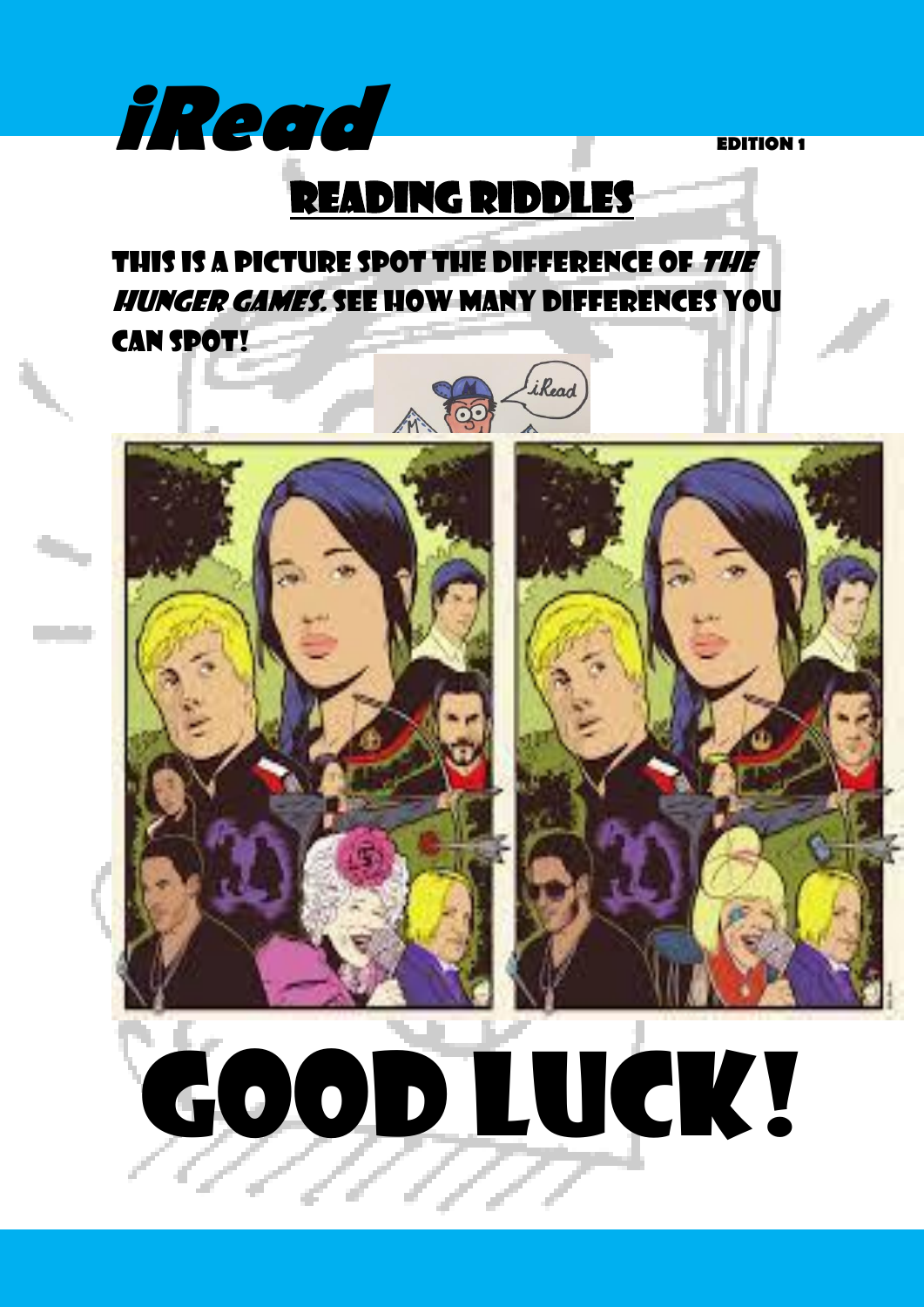# iRead

EDITION 1

## READING RIDDLES

THIS IS A PICTURE SPOT THE DIFFERENCE OF *THE HUNGER GAMES.* SEE HOW MANY DIFFERENCES YOU CAN SPOT!

# GOOD LUCK!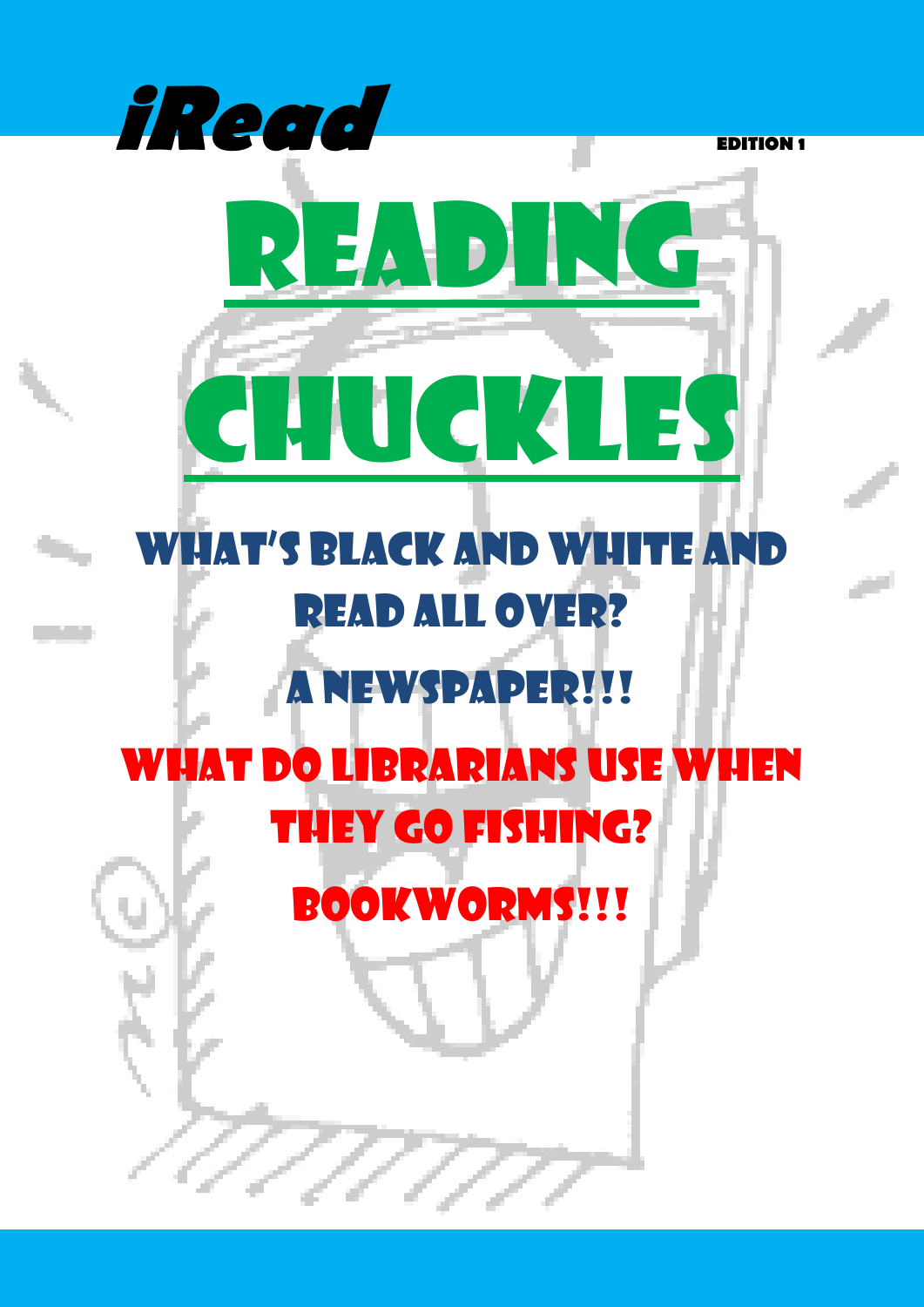iRead

EDITION 1

# READING CHUCKLES

WHAT'S BLACK AND WHITE AND READ ALL OVER?

A NEWSPAPER!!!

WHAT DO LIBRARIANS USE WHEN THEY GO FISHING?

BOOKWORMS!!!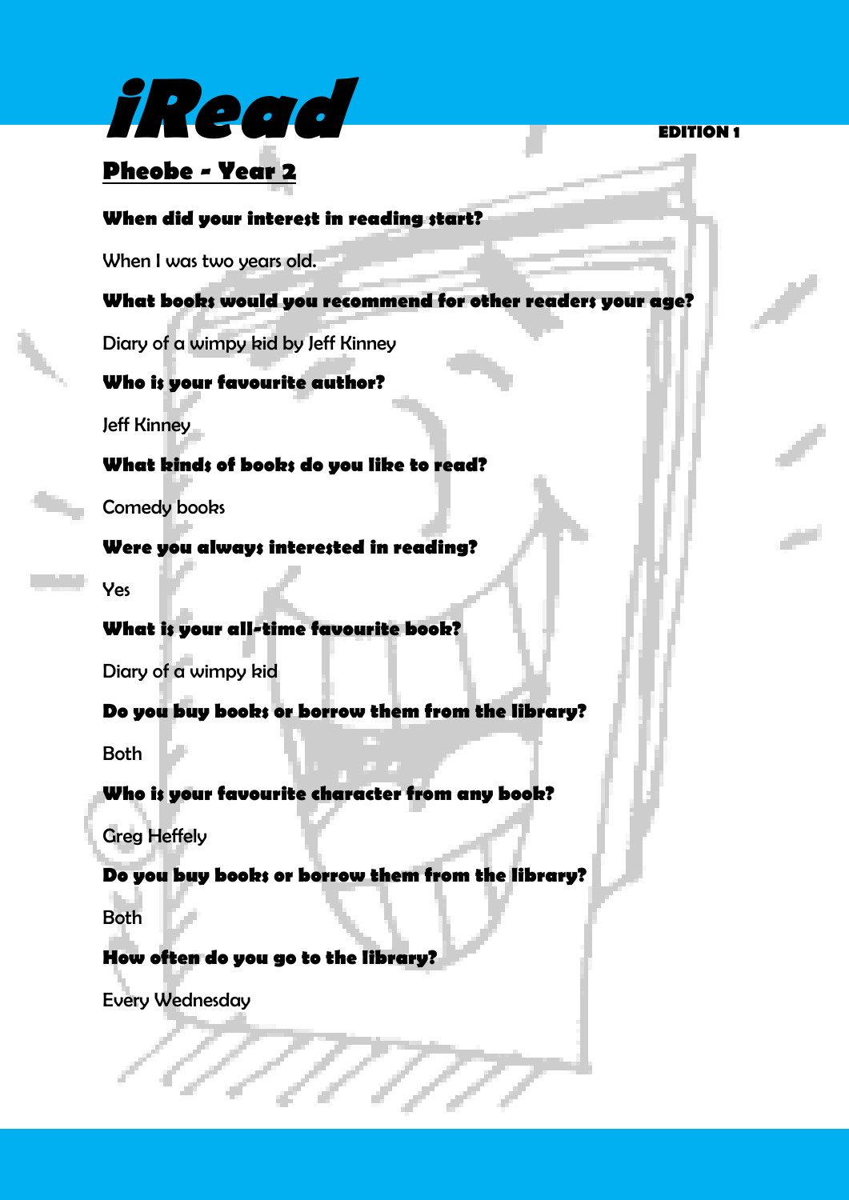# iRead

EDITION 1

## Pheobe - Year 2

**When did your interest in reading start?**

When I was two years old.

**What books would you recommend for other readers your age?**

Diary of a wimpy kid by Jeff Kinney

**Who is your favourite author?**

Jeff Kinney

**What kinds of books do you like to read?**

Comedy books

**Were you always interested in reading?**

Yes

**What is your all-time favourite book?**

Diary of a wimpy kid

**Do you buy books or borrow them from the library?**

Both

**Who is your favourite character from any book?**

Greg Heffely

**Do you buy books or borrow them from the library?**

Both

**How often do you go to the library?**

Every Wednesday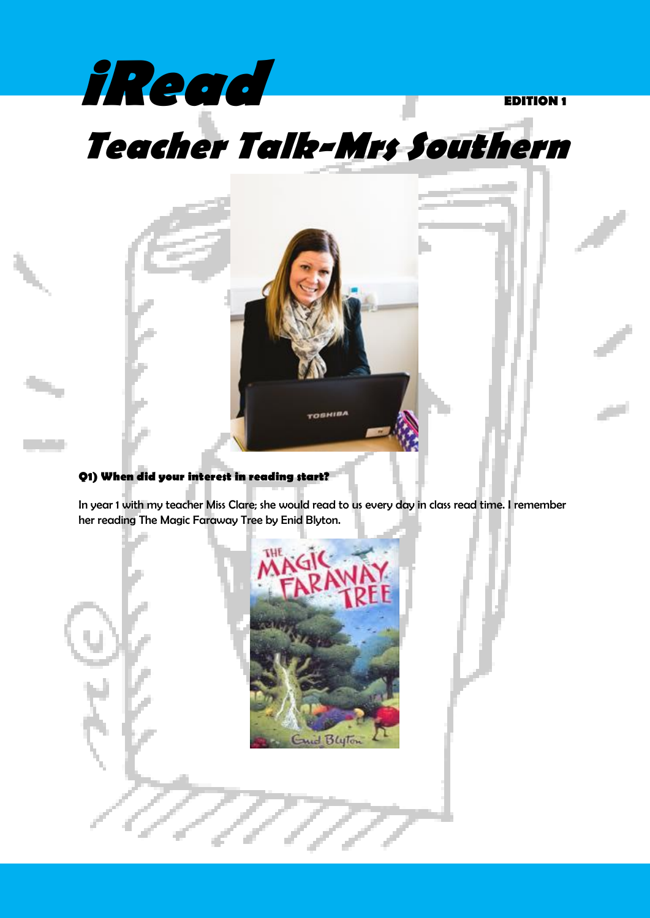# iRead

EDITION 1

# Teacher Talk-Mrs Southern

**Q1) When did your interest in reading start?**

In year 1 with my teacher Miss Clare; she would read to us every day in class read time. I remember her reading The Magic Faraway Tree by Enid Blyton.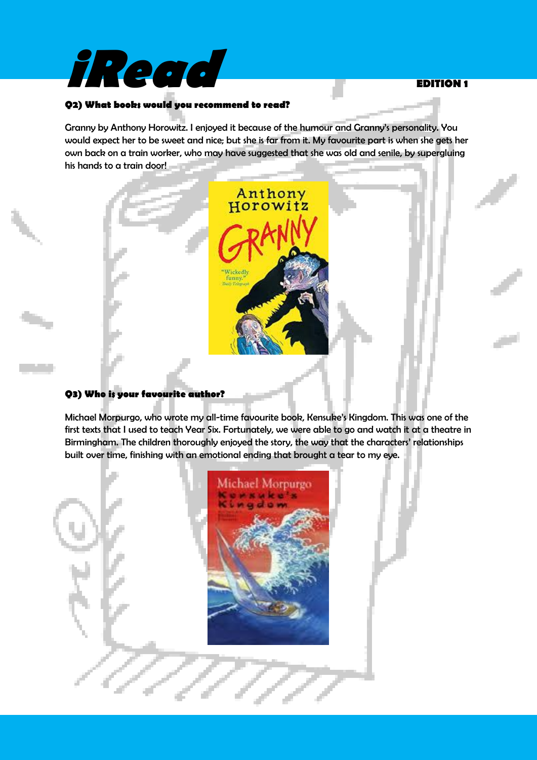### Q2) What books would you recommend to read?

Granny by Anthony Horowitz. I enjoyed it because of the humour and Granny's personality. You would expect her to be sweet and nice; but she is far from it. My favourite part is when she gets her own back on a train worker, who may have suggested that she was old and senile, by supergluing his hands to a train door!

### Q3) Who is your favourite author?

Michael Morpurgo, who wrote my all-time favourite book, Kensuke's Kingdom. This was one of the first texts that I used to teach Year Six. Fortunately, we were able to go and watch it at a theatre in Birmingham. The children thoroughly enjoyed the story, the way that the characters' relationships built over time, finishing with an emotional ending that brought a tear to my eye.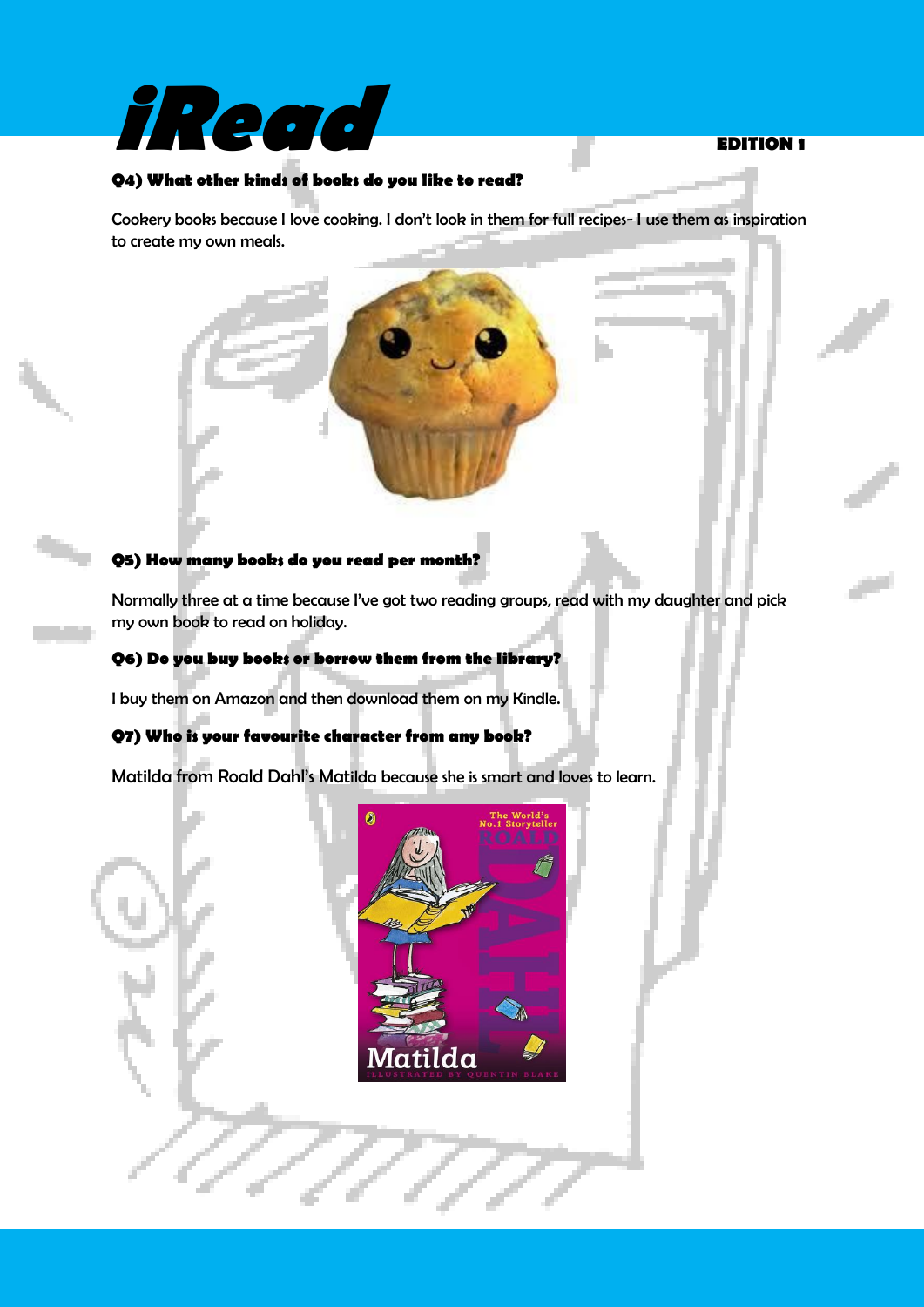**Q4) What other kinds of books do you like to read?**

Cookery books because I love cooking. I don't look in them for full recipes- I use them as inspiration to create my own meals.

**Q5) How many books do you read per month?**

Normally three at a time because I've got two reading groups, read with my daughter and pick my own book to read on holiday.

**Q6) Do you buy books or borrow them from the library?**

I buy them on Amazon and then download them on my Kindle.

**Q7) Who is your favourite character from any book?**

Matilda from Roald Dahl's Matilda because she is smart and loves to learn.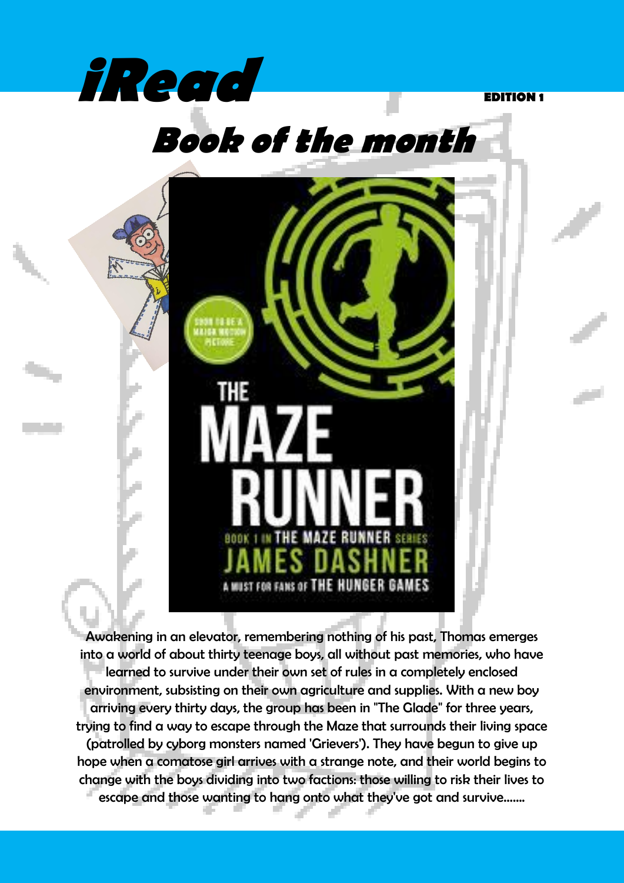# iRead

**EDITION 1**

## Book of the month

Awakening in an elevator, remembering nothing of his past, Thomas emerges into a world of about thirty teenage boys, all without past memories, who have learned to survive under their own set of rules in a completely enclosed environment, subsisting on their own agriculture and supplies. With a new boy arriving every thirty days, the group has been in "The Glade" for three years, trying to find a way to escape through the Maze that surrounds their living space (patrolled by cyborg monsters named 'Grievers'). They have begun to give up hope when a comatose girl arrives with a strange note, and their world begins to change with the boys dividing into two factions: those willing to risk their lives to escape and those wanting to hang onto what they've got and survive.......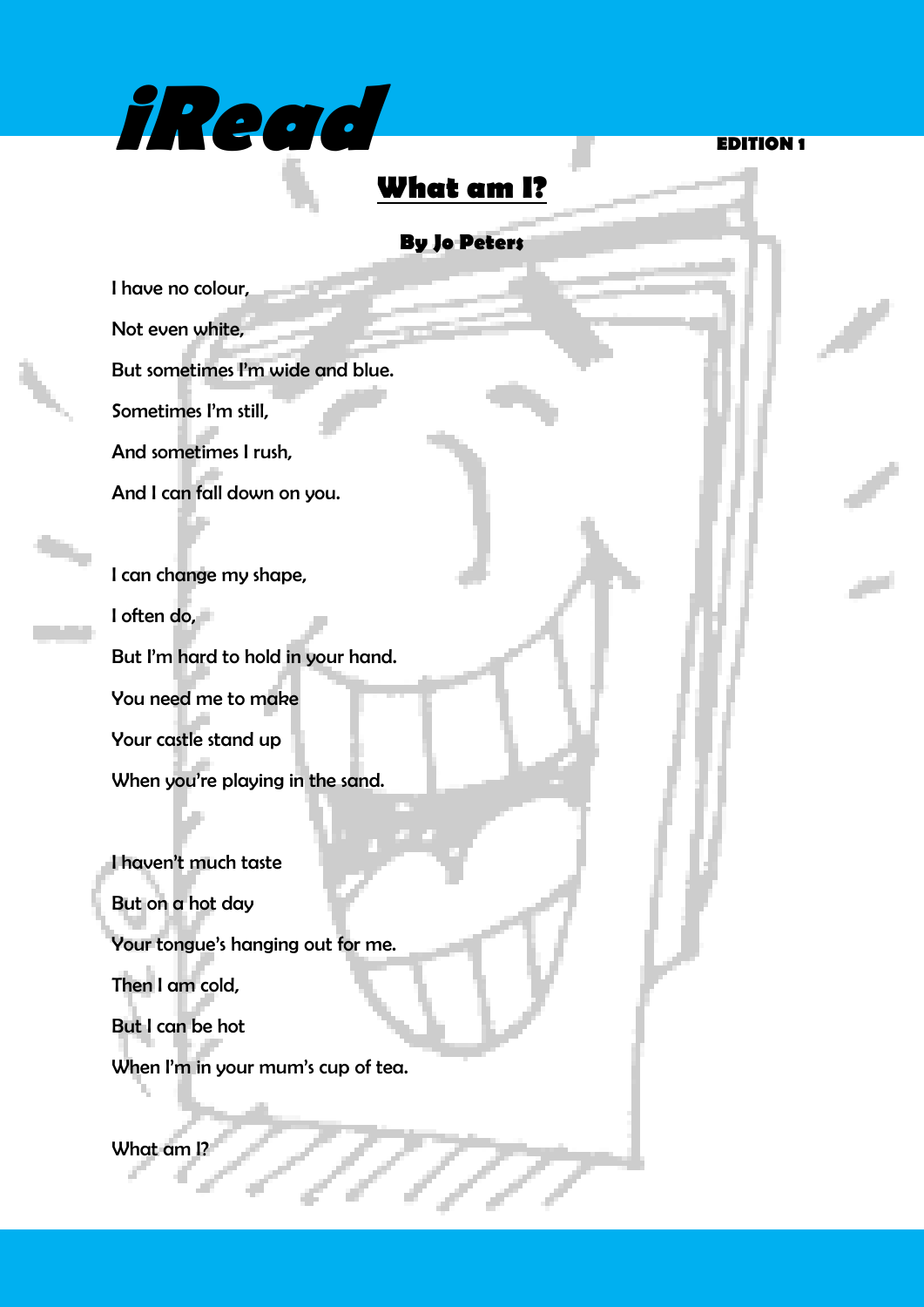## What am I?

**By Jo Peters**

I have no colour,

Not even white,

But sometimes I'm wide and blue.

Sometimes I'm still,

And sometimes I rush,

And I can fall down on you.

I can change my shape,

I often do,

But I'm hard to hold in your hand.

You need me to make

Your castle stand up

When you're playing in the sand.

I haven't much taste

But on a hot day

Your tongue's hanging out for me.

Then I am cold,

But I can be hot

When I'm in your mum's cup of tea.

What am I?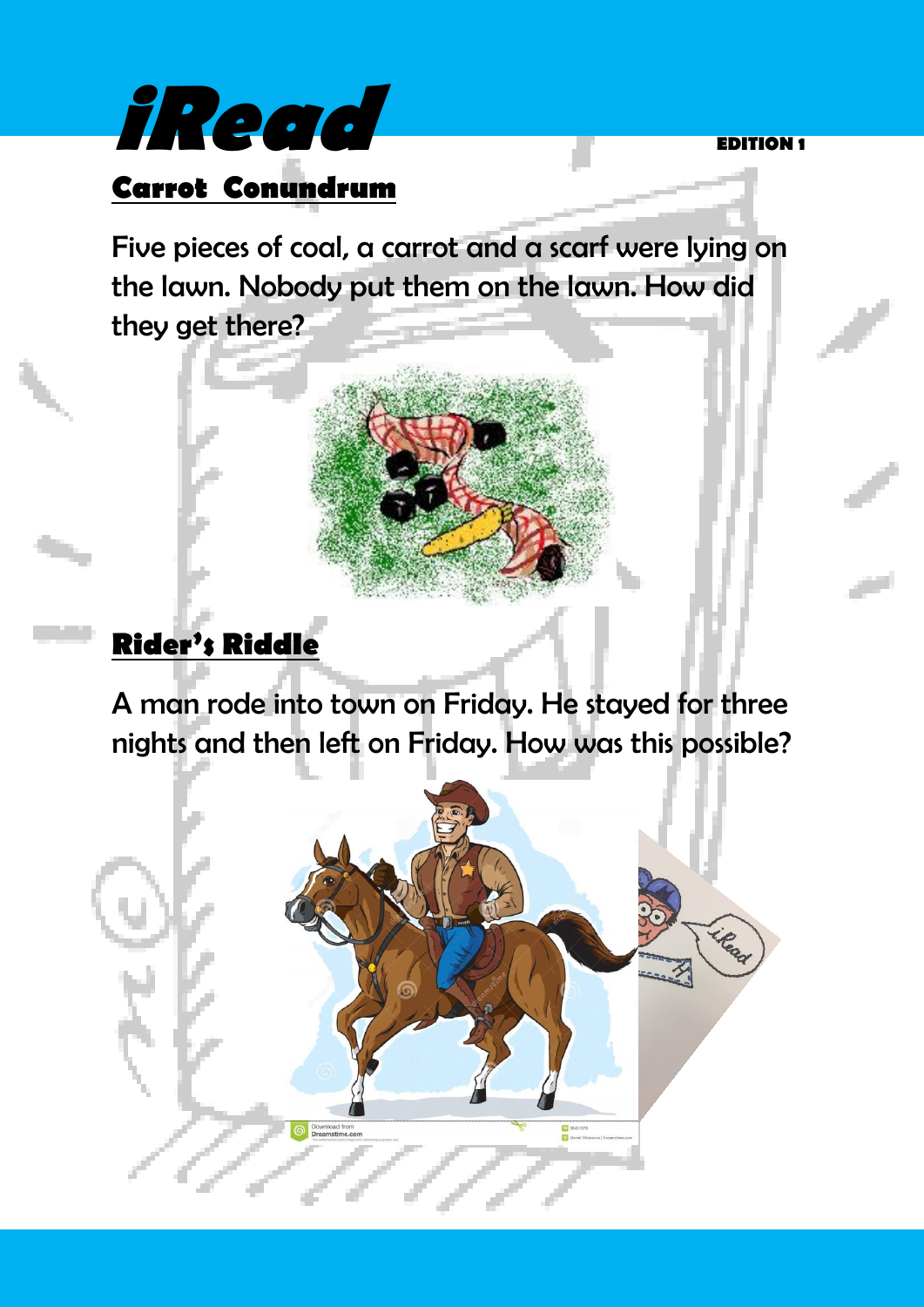# iRead

**EDITION 1**

## Carrot Conundrum

Five pieces of coal, a carrot and a scarf were lying on the lawn. Nobody put them on the lawn. How did they get there?

## Rider's Riddle

A man rode into town on Friday. He stayed for three nights and then left on Friday. How was this possible?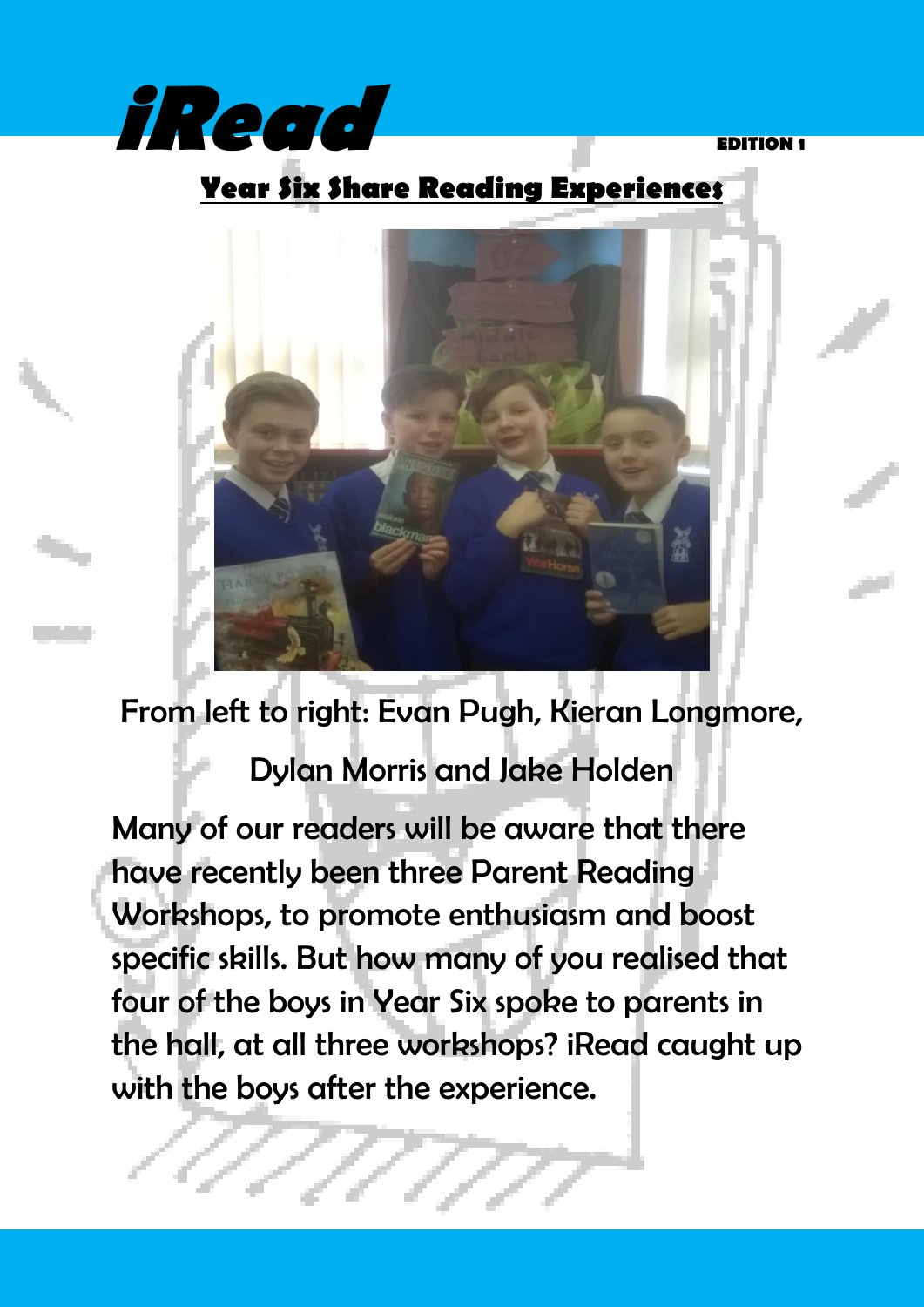# iRead

**EDITION 1**

## Year Six Share Reading Experiences

From left to right: Evan Pugh, Kieran Longmore, Dylan Morris and Jake Holden

Many of our readers will be aware that there have recently been three Parent Reading Workshops, to promote enthusiasm and boost specific skills. But how many of you realised that four of the boys in Year Six spoke to parents in the hall, at all three workshops? iRead caught up with the boys after the experience.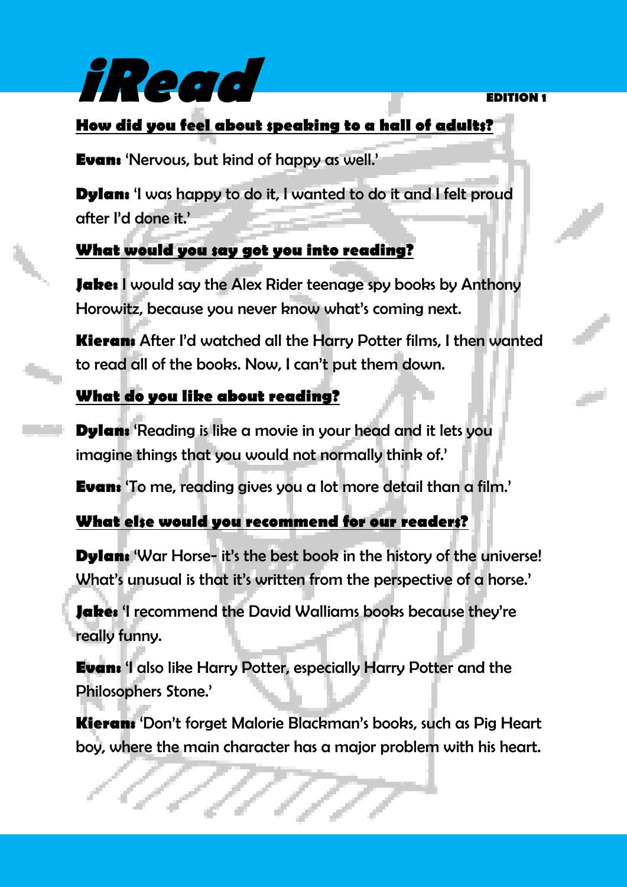# iRead

EDITION 1

**How did you feel about speaking to a hall of adults?**

**Evan:** 'Nervous, but kind of happy as well.'

**Dylan:** 'I was happy to do it, I wanted to do it and I felt proud after I'd done it.'

**What would you say got you into reading?**

**Jake:** I would say the Alex Rider teenage spy books by Anthony Horowitz, because you never know what's coming next.

**Kieran:** After I'd watched all the Harry Potter films, I then wanted to read all of the books. Now, I can't put them down.

**What do you like about reading?**

**Dylan:** 'Reading is like a movie in your head and it lets you imagine things that you would not normally think of.'

**Evan:** 'To me, reading gives you a lot more detail than a film.'

**What else would you recommend for our readers?**

**Dylan:** 'War Horse- it's the best book in the history of the universe! What's unusual is that it's written from the perspective of a horse.'

**Jake:** 'I recommend the David Walliams books because they're really funny.

**Evan:** 'I also like Harry Potter, especially Harry Potter and the Philosophers Stone.'

**Kieran:** 'Don't forget Malorie Blackman's books, such as Pig Heart boy, where the main character has a major problem with his heart.